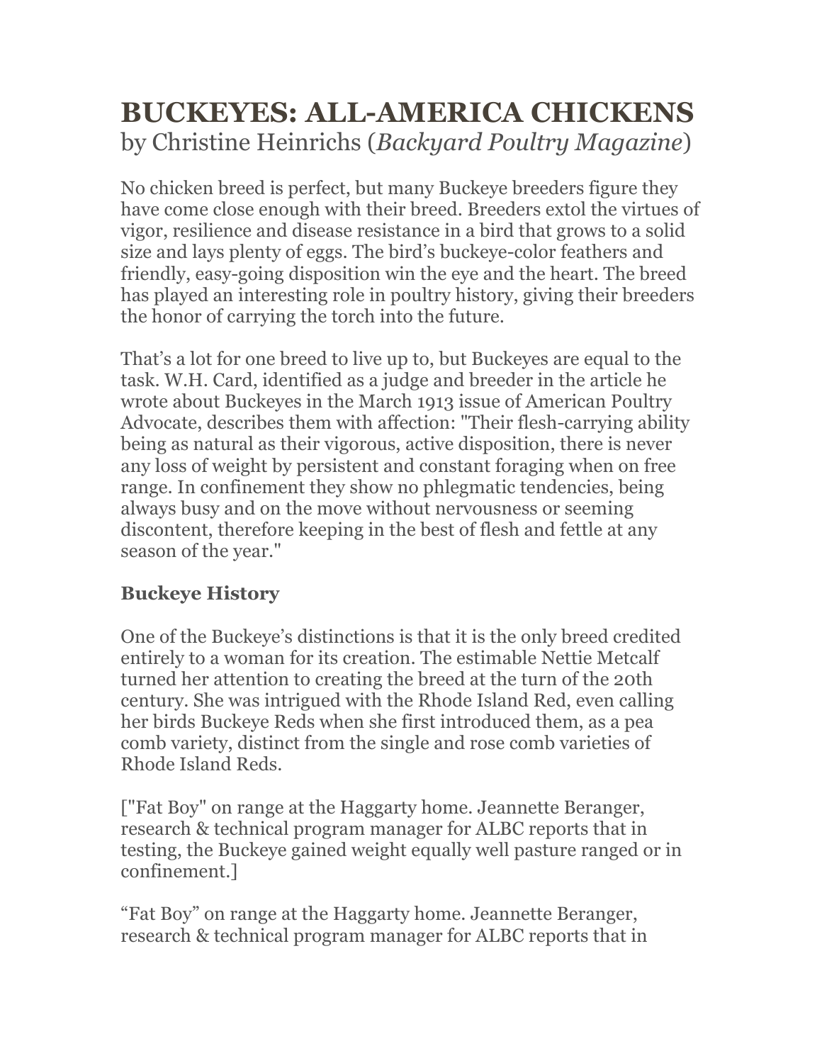# BUCKEYES: ALL-AMERICA CHICKENS

by Christine Heinrichs (*Backyard Poultry Magazine*)

No chicken breed is perfect, but many Buckeye breeders figure they have come close enough with their breed. Breeders extol the virtues of vigor, resilience and disease resistance in a bird that grows to a solid size and lays plenty of eggs. The bird's buckeye-color feathers and friendly, easy-going disposition win the eye and the heart. The breed has played an interesting role in poultry history, giving their breeders the honor of carrying the torch into the future.

That's a lot for one breed to live up to, but Buckeyes are equal to the task. W.H. Card, identified as a judge and breeder in the article he wrote about Buckeyes in the March 1913 issue of American Poultry Advocate, describes them with affection: "Their flesh-carrying ability being as natural as their vigorous, active disposition, there is never any loss of weight by persistent and constant foraging when on free range. In confinement they show no phlegmatic tendencies, being always busy and on the move without nervousness or seeming discontent, therefore keeping in the best of flesh and fettle at any season of the year."

## Buckeye History

One of the Buckeye's distinctions is that it is the only breed credited entirely to a woman for its creation. The estimable Nettie Metcalf turned her attention to creating the breed at the turn of the 20th century. She was intrigued with the Rhode Island Red, even calling her birds Buckeye Reds when she first introduced them, as a pea comb variety, distinct from the single and rose comb varieties of Rhode Island Reds.

["Fat Boy" on range at the Haggarty home. Jeannette Beranger, research & technical program manager for ALBC reports that in testing, the Buckeye gained weight equally well pasture ranged or in confinement.]

"Fat Boy" on range at the Haggarty home. Jeannette Beranger, research & technical program manager for ALBC reports that in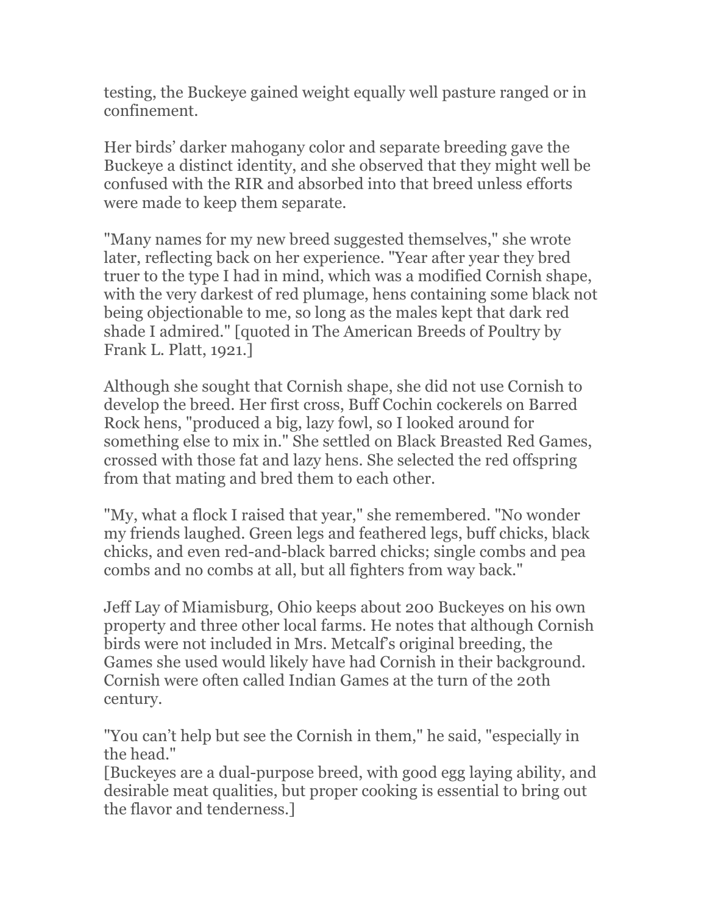testing, the Buckeye gained weight equally well pasture ranged or in confinement.

Her birds' darker mahogany color and separate breeding gave the Buckeye a distinct identity, and she observed that they might well be confused with the RIR and absorbed into that breed unless efforts were made to keep them separate.

"Many names for my new breed suggested themselves," she wrote later, reflecting back on her experience. "Year after year they bred truer to the type I had in mind, which was a modified Cornish shape, with the very darkest of red plumage, hens containing some black not being objectionable to me, so long as the males kept that dark red shade I admired." [quoted in The American Breeds of Poultry by Frank L. Platt, 1921.]

Although she sought that Cornish shape, she did not use Cornish to develop the breed. Her first cross, Buff Cochin cockerels on Barred Rock hens, "produced a big, lazy fowl, so I looked around for something else to mix in." She settled on Black Breasted Red Games, crossed with those fat and lazy hens. She selected the red offspring from that mating and bred them to each other.

"My, what a flock I raised that year," she remembered. "No wonder my friends laughed. Green legs and feathered legs, buff chicks, black chicks, and even red-and-black barred chicks; single combs and pea combs and no combs at all, but all fighters from way back."

Jeff Lay of Miamisburg, Ohio keeps about 200 Buckeyes on his own property and three other local farms. He notes that although Cornish birds were not included in Mrs. Metcalf's original breeding, the Games she used would likely have had Cornish in their background. Cornish were often called Indian Games at the turn of the 20th century.

"You can't help but see the Cornish in them," he said, "especially in the head."

[Buckeyes are a dual-purpose breed, with good egg laying ability, and desirable meat qualities, but proper cooking is essential to bring out the flavor and tenderness.]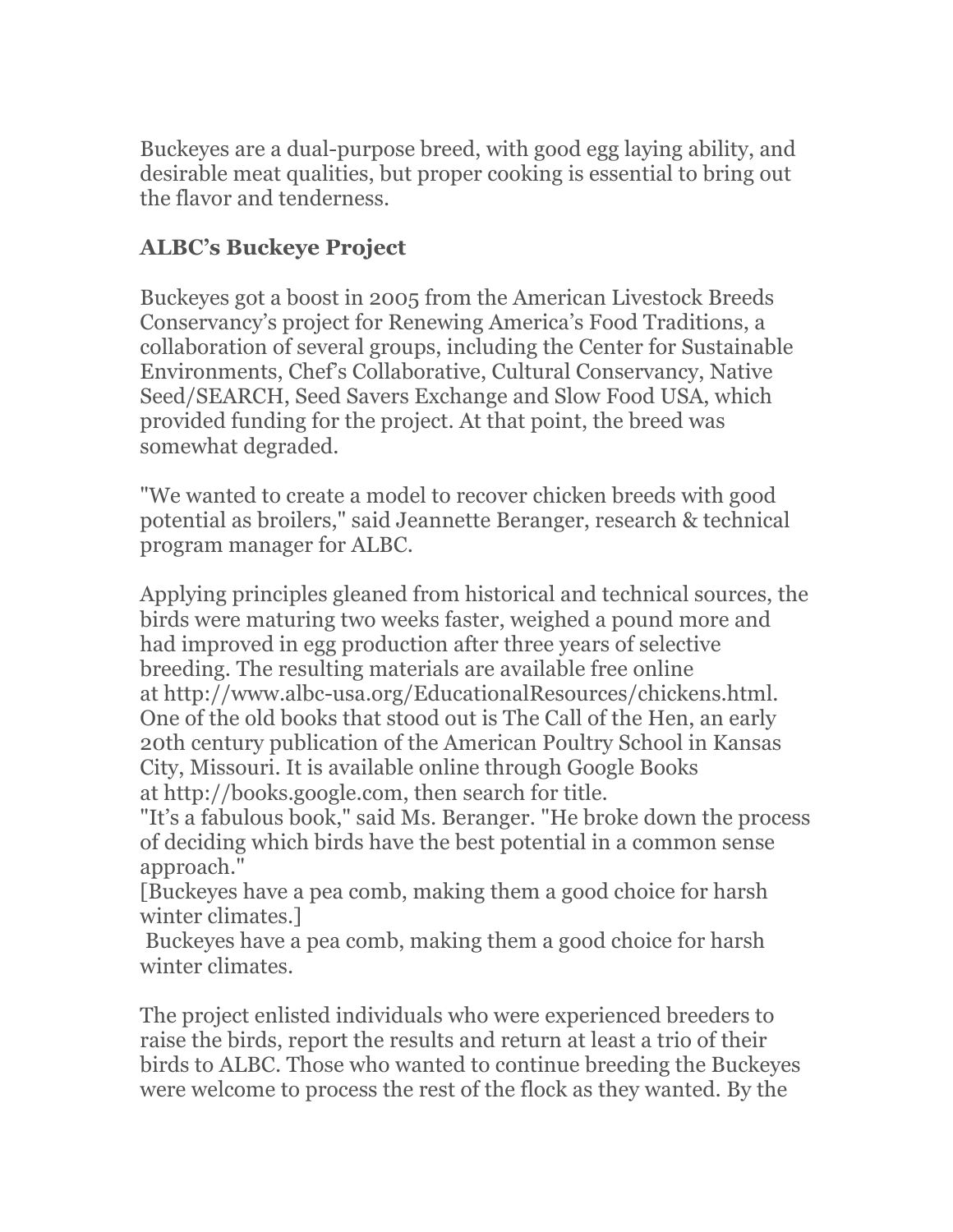Buckeyes are a dual-purpose breed, with good egg laying ability, and desirable meat qualities, but proper cooking is essential to bring out the flavor and tenderness.

### ALBC's Buckeye Project

Buckeyes got a boost in 2005 from the American Livestock Breeds Conservancy's project for Renewing America's Food Traditions, a collaboration of several groups, including the Center for Sustainable Environments, Chef's Collaborative, Cultural Conservancy, Native Seed/SEARCH, Seed Savers Exchange and Slow Food USA, which provided funding for the project. At that point, the breed was somewhat degraded.

"We wanted to create a model to recover chicken breeds with good potential as broilers," said Jeannette Beranger, research & technical program manager for ALBC.

Applying principles gleaned from historical and technical sources, the birds were maturing two weeks faster, weighed a pound more and had improved in egg production after three years of selective breeding. The resulting materials are available free online at http://www.albc-usa.org/EducationalResources/chickens.html. One of the old books that stood out is The Call of the Hen, an early 20th century publication of the American Poultry School in Kansas City, Missouri. It is available online through Google Books at http://books.google.com, then search for title.

"It's a fabulous book," said Ms. Beranger. "He broke down the process of deciding which birds have the best potential in a common sense approach."

[Buckeyes have a pea comb, making them a good choice for harsh winter climates.]

Buckeyes have a pea comb, making them a good choice for harsh winter climates.

The project enlisted individuals who were experienced breeders to raise the birds, report the results and return at least a trio of their birds to ALBC. Those who wanted to continue breeding the Buckeyes were welcome to process the rest of the flock as they wanted. By the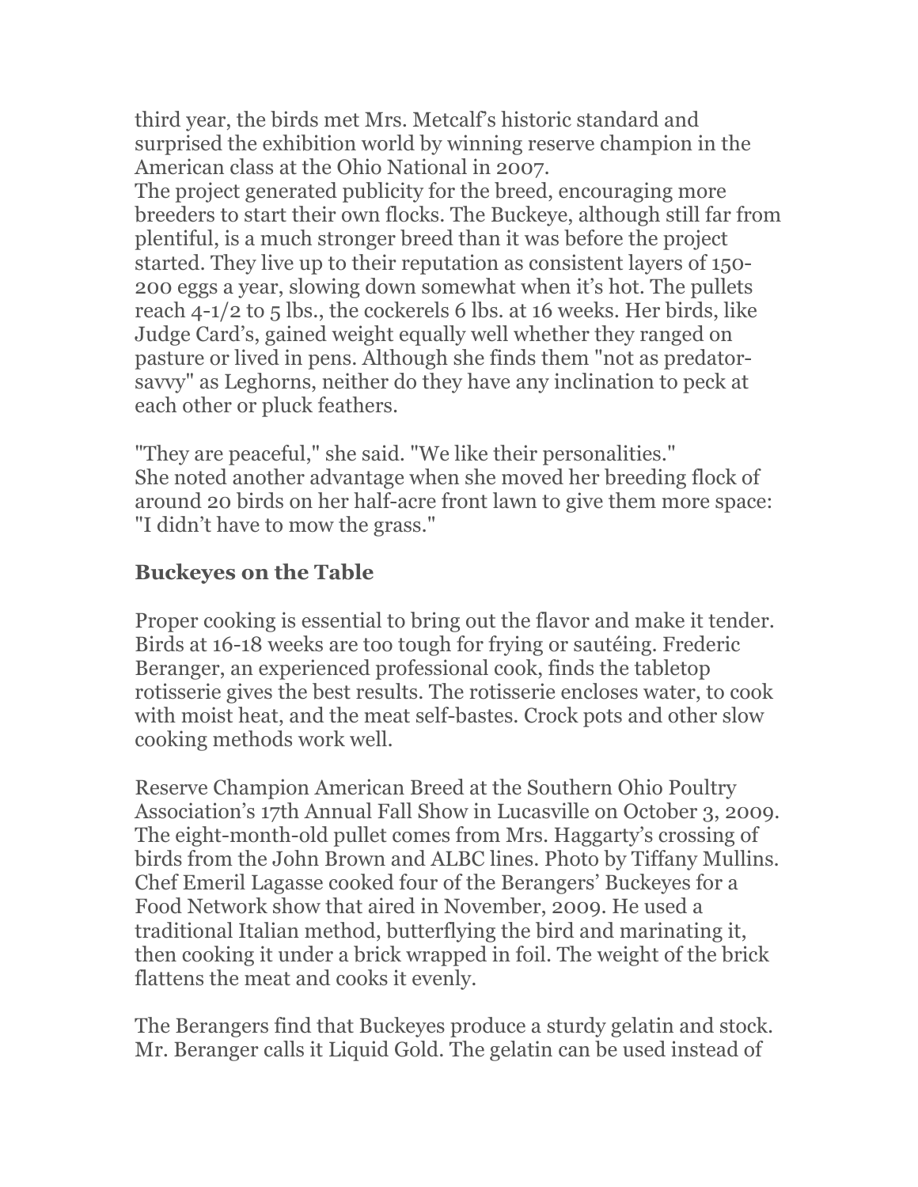third year, the birds met Mrs. Metcalf's historic standard and surprised the exhibition world by winning reserve champion in the American class at the Ohio National in 2007.

The project generated publicity for the breed, encouraging more breeders to start their own flocks. The Buckeye, although still far from plentiful, is a much stronger breed than it was before the project started. They live up to their reputation as consistent layers of 150-200 eggs a year, slowing down somewhat when it's hot. The pullets reach 4-1/2 to 5 lbs., the cockerels 6 lbs. at 16 weeks. Her birds, like Judge Card's, gained weight equally well whether they ranged on pasture or lived in pens. Although she finds them "not as predator-savvy" as Leghorns, neither do they have any inclination to peck at each other or pluck feathers.

"They are peaceful," she said. "We like their personalities."

She noted another advantage when she moved her breeding flock of around 20 birds on her half-acre front lawn to give them more space: "I didn't have to mow the grass."

## Buckeyes on the Table

Proper cooking is essential to bring out the flavor and make it tender. Birds at 16-18 weeks are too tough for frying or sautéing. Frederic Beranger, an experienced professional cook, finds the tabletop rotisserie gives the best results. The rotisserie encloses water, to cook with moist heat, and the meat self-bastes. Crock pots and other slow cooking methods work well.

Reserve Champion American Breed at the Southern Ohio Poultry Association's 17th Annual Fall Show in Lucasville on October 3, 2009. The eight-month-old pullet comes from Mrs. Haggarty's crossing of birds from the John Brown and ALBC lines. Photo by Tiffany Mullins.

Chef Emeril Lagasse cooked four of the Berangers' Buckeyes for a Food Network show that aired in November, 2009. He used a traditional Italian method, butterflying the bird and marinating it, then cooking it under a brick wrapped in foil. The weight of the brick flattens the meat and cooks it evenly.

The Berangers find that Buckeyes produce a sturdy gelatin and stock. Mr. Beranger calls it Liquid Gold. The gelatin can be used instead of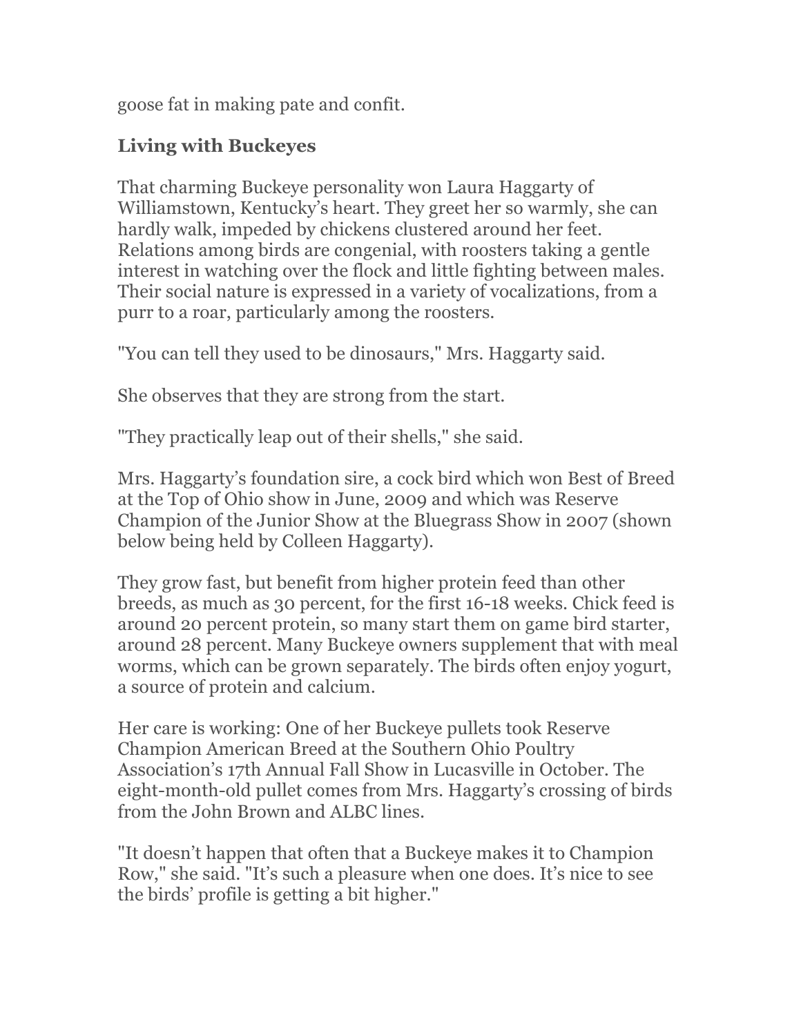goose fat in making pate and confit.

### Living with Buckeyes

That charming Buckeye personality won Laura Haggarty of Williamstown, Kentucky's heart. They greet her so warmly, she can hardly walk, impeded by chickens clustered around her feet. Relations among birds are congenial, with roosters taking a gentle interest in watching over the flock and little fighting between males. Their social nature is expressed in a variety of vocalizations, from a purr to a roar, particularly among the roosters.

"You can tell they used to be dinosaurs," Mrs. Haggarty said.

She observes that they are strong from the start.

"They practically leap out of their shells," she said.

Mrs. Haggarty's foundation sire, a cock bird which won Best of Breed at the Top of Ohio show in June, 2009 and which was Reserve Champion of the Junior Show at the Bluegrass Show in 2007 (shown below being held by Colleen Haggarty).

They grow fast, but benefit from higher protein feed than other breeds, as much as 30 percent, for the first 16-18 weeks. Chick feed is around 20 percent protein, so many start them on game bird starter, around 28 percent. Many Buckeye owners supplement that with meal worms, which can be grown separately. The birds often enjoy yogurt, a source of protein and calcium.

Her care is working: One of her Buckeye pullets took Reserve Champion American Breed at the Southern Ohio Poultry Association's 17th Annual Fall Show in Lucasville in October. The eight-month-old pullet comes from Mrs. Haggarty's crossing of birds from the John Brown and ALBC lines.

"It doesn't happen that often that a Buckeye makes it to Champion Row," she said. "It's such a pleasure when one does. It's nice to see the birds' profile is getting a bit higher."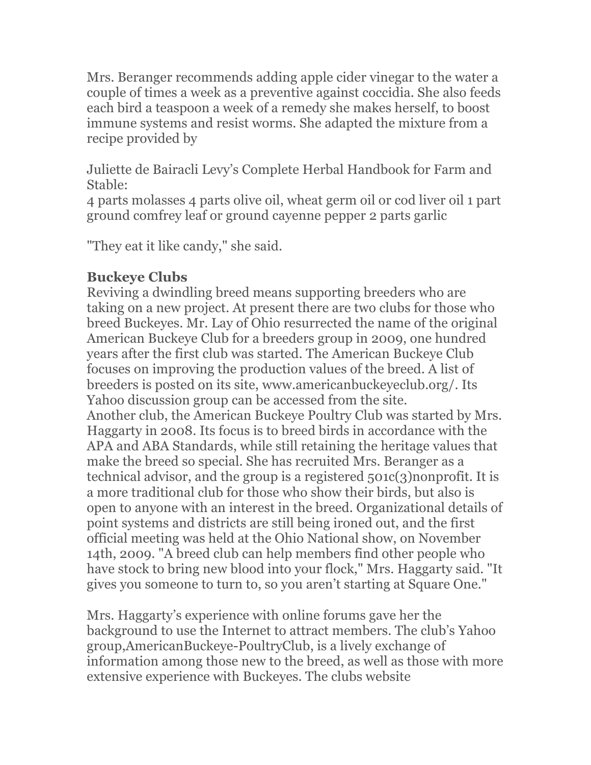Mrs. Beranger recommends adding apple cider vinegar to the water a couple of times a week as a preventive against coccidia. She also feeds each bird a teaspoon a week of a remedy she makes herself, to boost immune systems and resist worms. She adapted the mixture from a recipe provided by

Juliette de Bairacli Levy's Complete Herbal Handbook for Farm and Stable:
4 parts molasses 4 parts olive oil, wheat germ oil or cod liver oil 1 part ground comfrey leaf or ground cayenne pepper 2 parts garlic

"They eat it like candy," she said.

**Buckeye Clubs**
Reviving a dwindling breed means supporting breeders who are taking on a new project. At present there are two clubs for those who breed Buckeyes. Mr. Lay of Ohio resurrected the name of the original American Buckeye Club for a breeders group in 2009, one hundred years after the first club was started. The American Buckeye Club focuses on improving the production values of the breed. A list of breeders is posted on its site, www.americanbuckeyeclub.org/. Its Yahoo discussion group can be accessed from the site.
Another club, the American Buckeye Poultry Club was started by Mrs. Haggarty in 2008. Its focus is to breed birds in accordance with the APA and ABA Standards, while still retaining the heritage values that make the breed so special. She has recruited Mrs. Beranger as a technical advisor, and the group is a registered 501c(3)nonprofit. It is a more traditional club for those who show their birds, but also is open to anyone with an interest in the breed. Organizational details of point systems and districts are still being ironed out, and the first official meeting was held at the Ohio National show, on November 14th, 2009. "A breed club can help members find other people who have stock to bring new blood into your flock," Mrs. Haggarty said. "It gives you someone to turn to, so you aren't starting at Square One."

Mrs. Haggarty's experience with online forums gave her the background to use the Internet to attract members. The club's Yahoo group,AmericanBuckeye-PoultryClub, is a lively exchange of information among those new to the breed, as well as those with more extensive experience with Buckeyes. The clubs website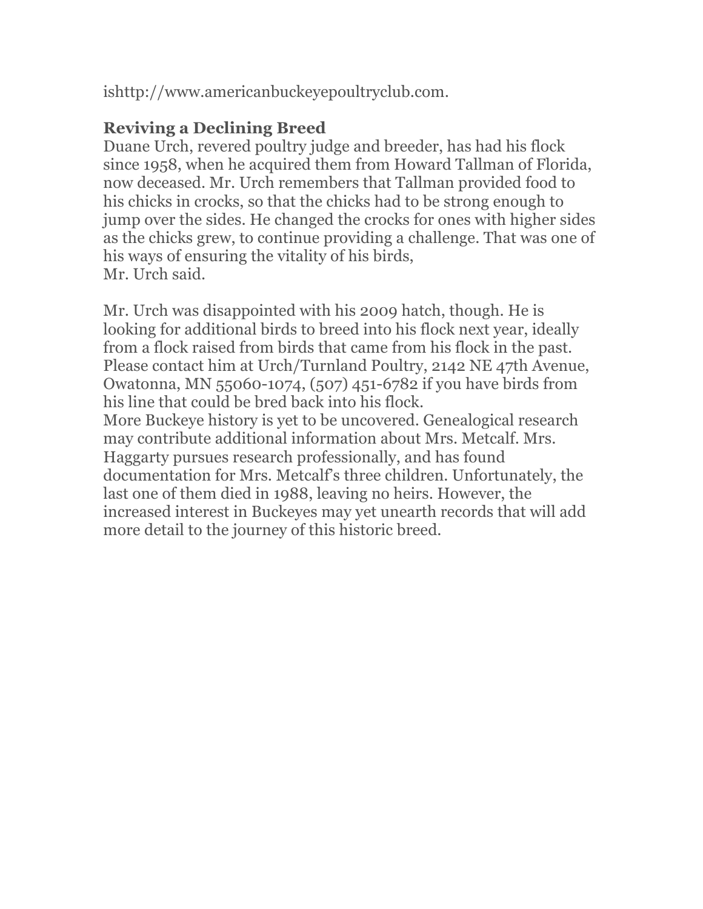ishttp://www.americanbuckeyepoultryclub.com.

**Reviving a Declining Breed**
Duane Urch, revered poultry judge and breeder, has had his flock since 1958, when he acquired them from Howard Tallman of Florida, now deceased. Mr. Urch remembers that Tallman provided food to his chicks in crocks, so that the chicks had to be strong enough to jump over the sides. He changed the crocks for ones with higher sides as the chicks grew, to continue providing a challenge. That was one of his ways of ensuring the vitality of his birds,
Mr. Urch said.

Mr. Urch was disappointed with his 2009 hatch, though. He is looking for additional birds to breed into his flock next year, ideally from a flock raised from birds that came from his flock in the past. Please contact him at Urch/Turnland Poultry, 2142 NE 47th Avenue, Owatonna, MN 55060-1074, (507) 451-6782 if you have birds from his line that could be bred back into his flock.
More Buckeye history is yet to be uncovered. Genealogical research may contribute additional information about Mrs. Metcalf. Mrs. Haggarty pursues research professionally, and has found documentation for Mrs. Metcalf's three children. Unfortunately, the last one of them died in 1988, leaving no heirs. However, the increased interest in Buckeyes may yet unearth records that will add more detail to the journey of this historic breed.